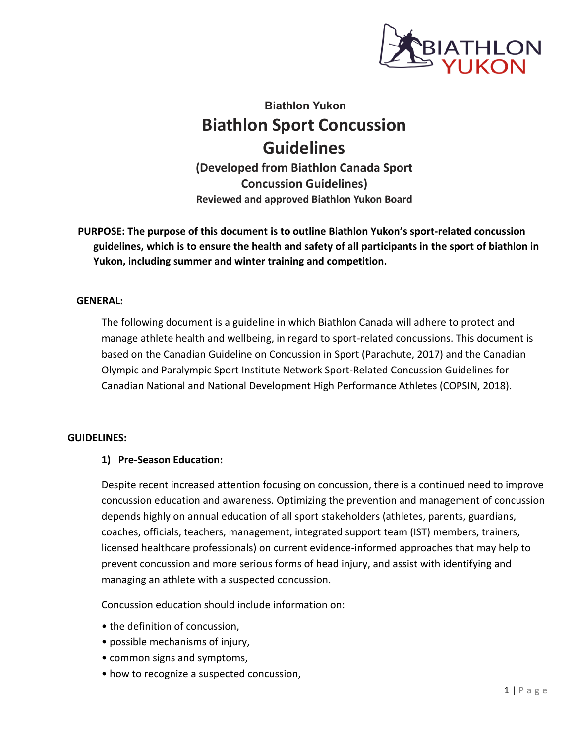Biathlon Yukon

# Biathlon Sport Concussion Guidelines

**(Developed from Biathlon Canada Sport Concussion Guidelines)**

**Reviewed and approved Biathlon Yukon Board**

**PURPOSE: The purpose of this document is to outline Biathlon Yukon's sport-related concussion guidelines, which is to ensure the health and safety of all participants in the sport of biathlon in Yukon, including summer and winter training and competition.**

## GENERAL:

The following document is a guideline in which Biathlon Canada will adhere to protect and manage athlete health and wellbeing, in regard to sport-related concussions. This document is based on the Canadian Guideline on Concussion in Sport (Parachute, 2017) and the Canadian Olympic and Paralympic Sport Institute Network Sport-Related Concussion Guidelines for Canadian National and National Development High Performance Athletes (COPSIN, 2018).

## GUIDELINES:

### 1) Pre-Season Education:

Despite recent increased attention focusing on concussion, there is a continued need to improve concussion education and awareness. Optimizing the prevention and management of concussion depends highly on annual education of all sport stakeholders (athletes, parents, guardians, coaches, officials, teachers, management, integrated support team (IST) members, trainers, licensed healthcare professionals) on current evidence-informed approaches that may help to prevent concussion and more serious forms of head injury, and assist with identifying and managing an athlete with a suspected concussion.

Concussion education should include information on:

- the definition of concussion,
- possible mechanisms of injury,
- common signs and symptoms,
- how to recognize a suspected concussion,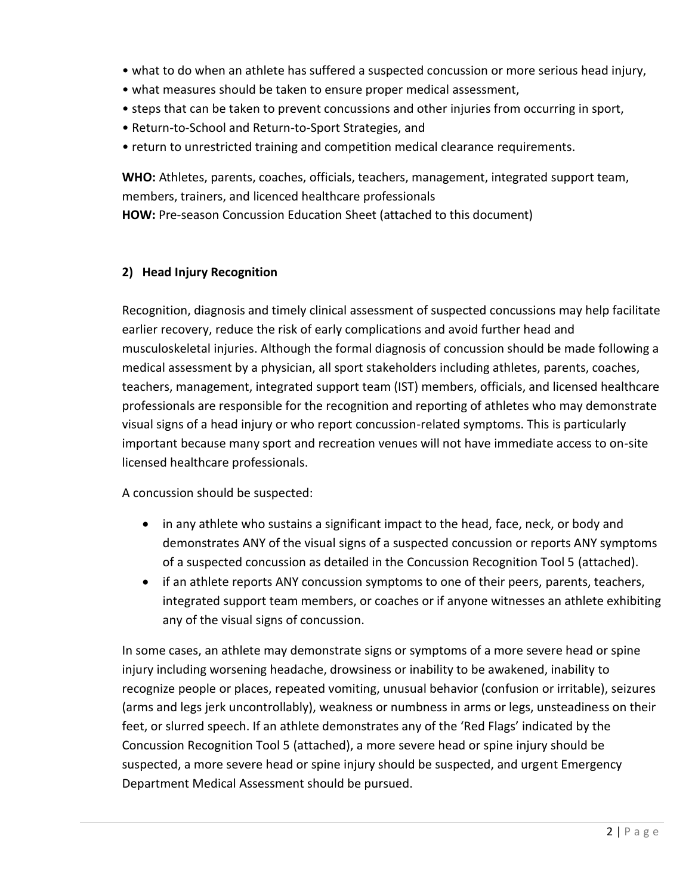- what to do when an athlete has suffered a suspected concussion or more serious head injury,
- what measures should be taken to ensure proper medical assessment,
- steps that can be taken to prevent concussions and other injuries from occurring in sport,
- Return-to-School and Return-to-Sport Strategies, and
- return to unrestricted training and competition medical clearance requirements.

**WHO:** Athletes, parents, coaches, officials, teachers, management, integrated support team, members, trainers, and licenced healthcare professionals
**HOW:** Pre-season Concussion Education Sheet (attached to this document)

## 2) Head Injury Recognition

Recognition, diagnosis and timely clinical assessment of suspected concussions may help facilitate earlier recovery, reduce the risk of early complications and avoid further head and musculoskeletal injuries. Although the formal diagnosis of concussion should be made following a medical assessment by a physician, all sport stakeholders including athletes, parents, coaches, teachers, management, integrated support team (IST) members, officials, and licensed healthcare professionals are responsible for the recognition and reporting of athletes who may demonstrate visual signs of a head injury or who report concussion-related symptoms. This is particularly important because many sport and recreation venues will not have immediate access to on-site licensed healthcare professionals.

A concussion should be suspected:

- in any athlete who sustains a significant impact to the head, face, neck, or body and demonstrates ANY of the visual signs of a suspected concussion or reports ANY symptoms of a suspected concussion as detailed in the Concussion Recognition Tool 5 (attached).
- if an athlete reports ANY concussion symptoms to one of their peers, parents, teachers, integrated support team members, or coaches or if anyone witnesses an athlete exhibiting any of the visual signs of concussion.

In some cases, an athlete may demonstrate signs or symptoms of a more severe head or spine injury including worsening headache, drowsiness or inability to be awakened, inability to recognize people or places, repeated vomiting, unusual behavior (confusion or irritable), seizures (arms and legs jerk uncontrollably), weakness or numbness in arms or legs, unsteadiness on their feet, or slurred speech. If an athlete demonstrates any of the 'Red Flags' indicated by the Concussion Recognition Tool 5 (attached), a more severe head or spine injury should be suspected, a more severe head or spine injury should be suspected, and urgent Emergency Department Medical Assessment should be pursued.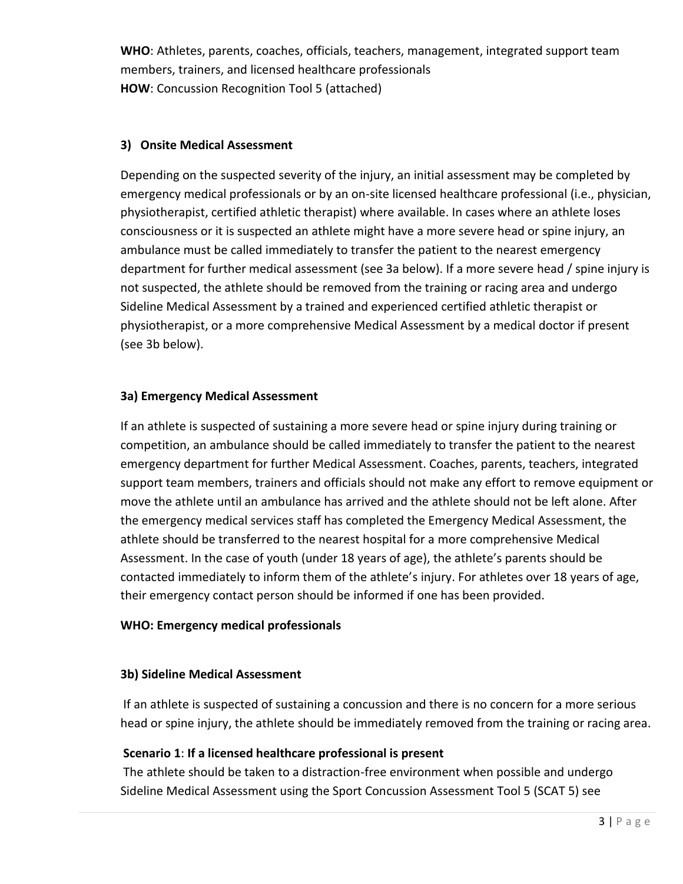**WHO**: Athletes, parents, coaches, officials, teachers, management, integrated support team members, trainers, and licensed healthcare professionals
**HOW**: Concussion Recognition Tool 5 (attached)

### 3) Onsite Medical Assessment

Depending on the suspected severity of the injury, an initial assessment may be completed by emergency medical professionals or by an on-site licensed healthcare professional (i.e., physician, physiotherapist, certified athletic therapist) where available. In cases where an athlete loses consciousness or it is suspected an athlete might have a more severe head or spine injury, an ambulance must be called immediately to transfer the patient to the nearest emergency department for further medical assessment (see 3a below). If a more severe head / spine injury is not suspected, the athlete should be removed from the training or racing area and undergo Sideline Medical Assessment by a trained and experienced certified athletic therapist or physiotherapist, or a more comprehensive Medical Assessment by a medical doctor if present (see 3b below).

### 3a) Emergency Medical Assessment

If an athlete is suspected of sustaining a more severe head or spine injury during training or competition, an ambulance should be called immediately to transfer the patient to the nearest emergency department for further Medical Assessment. Coaches, parents, teachers, integrated support team members, trainers and officials should not make any effort to remove equipment or move the athlete until an ambulance has arrived and the athlete should not be left alone. After the emergency medical services staff has completed the Emergency Medical Assessment, the athlete should be transferred to the nearest hospital for a more comprehensive Medical Assessment. In the case of youth (under 18 years of age), the athlete's parents should be contacted immediately to inform them of the athlete's injury. For athletes over 18 years of age, their emergency contact person should be informed if one has been provided.

**WHO: Emergency medical professionals**

### 3b) Sideline Medical Assessment

If an athlete is suspected of sustaining a concussion and there is no concern for a more serious head or spine injury, the athlete should be immediately removed from the training or racing area.

**Scenario 1**: **If a licensed healthcare professional is present**

The athlete should be taken to a distraction-free environment when possible and undergo Sideline Medical Assessment using the Sport Concussion Assessment Tool 5 (SCAT 5) see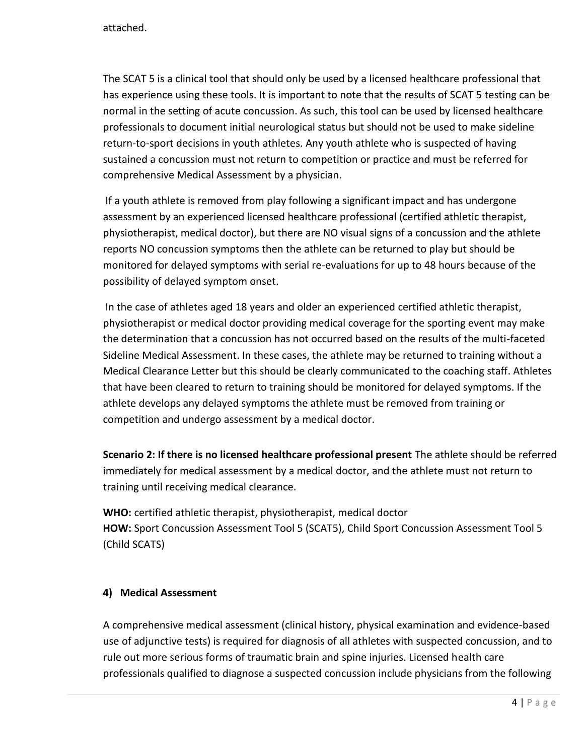attached.

The SCAT 5 is a clinical tool that should only be used by a licensed healthcare professional that has experience using these tools. It is important to note that the results of SCAT 5 testing can be normal in the setting of acute concussion. As such, this tool can be used by licensed healthcare professionals to document initial neurological status but should not be used to make sideline return-to-sport decisions in youth athletes. Any youth athlete who is suspected of having sustained a concussion must not return to competition or practice and must be referred for comprehensive Medical Assessment by a physician.

If a youth athlete is removed from play following a significant impact and has undergone assessment by an experienced licensed healthcare professional (certified athletic therapist, physiotherapist, medical doctor), but there are NO visual signs of a concussion and the athlete reports NO concussion symptoms then the athlete can be returned to play but should be monitored for delayed symptoms with serial re-evaluations for up to 48 hours because of the possibility of delayed symptom onset.

In the case of athletes aged 18 years and older an experienced certified athletic therapist, physiotherapist or medical doctor providing medical coverage for the sporting event may make the determination that a concussion has not occurred based on the results of the multi-faceted Sideline Medical Assessment. In these cases, the athlete may be returned to training without a Medical Clearance Letter but this should be clearly communicated to the coaching staff. Athletes that have been cleared to return to training should be monitored for delayed symptoms. If the athlete develops any delayed symptoms the athlete must be removed from training or competition and undergo assessment by a medical doctor.

**Scenario 2: If there is no licensed healthcare professional present** The athlete should be referred immediately for medical assessment by a medical doctor, and the athlete must not return to training until receiving medical clearance.

**WHO:** certified athletic therapist, physiotherapist, medical doctor
**HOW:** Sport Concussion Assessment Tool 5 (SCAT5), Child Sport Concussion Assessment Tool 5 (Child SCATS)

#### 4) Medical Assessment

A comprehensive medical assessment (clinical history, physical examination and evidence-based use of adjunctive tests) is required for diagnosis of all athletes with suspected concussion, and to rule out more serious forms of traumatic brain and spine injuries. Licensed health care professionals qualified to diagnose a suspected concussion include physicians from the following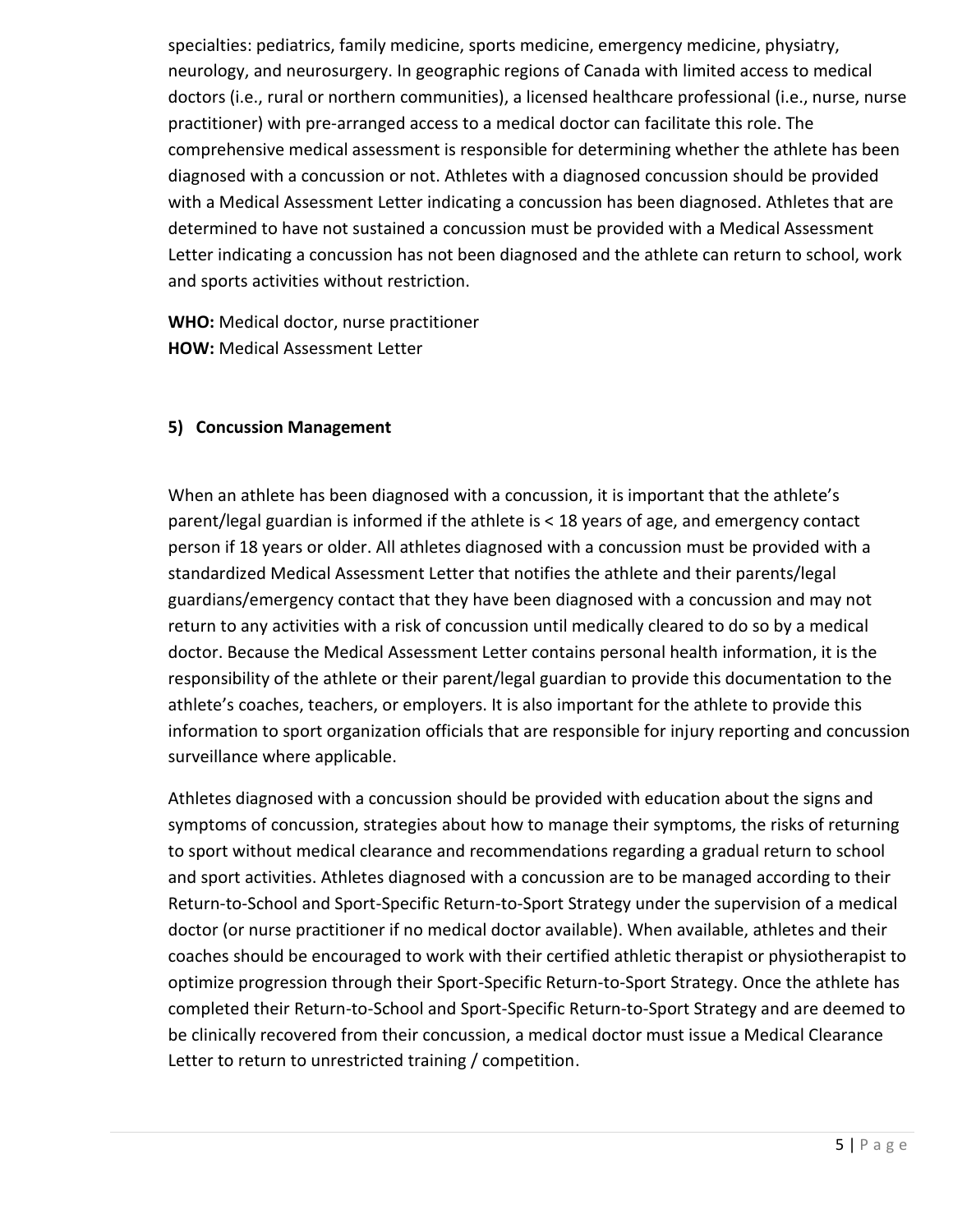specialties: pediatrics, family medicine, sports medicine, emergency medicine, physiatry, neurology, and neurosurgery. In geographic regions of Canada with limited access to medical doctors (i.e., rural or northern communities), a licensed healthcare professional (i.e., nurse, nurse practitioner) with pre-arranged access to a medical doctor can facilitate this role. The comprehensive medical assessment is responsible for determining whether the athlete has been diagnosed with a concussion or not. Athletes with a diagnosed concussion should be provided with a Medical Assessment Letter indicating a concussion has been diagnosed. Athletes that are determined to have not sustained a concussion must be provided with a Medical Assessment Letter indicating a concussion has not been diagnosed and the athlete can return to school, work and sports activities without restriction.

**WHO:** Medical doctor, nurse practitioner
**HOW:** Medical Assessment Letter

### 5) Concussion Management

When an athlete has been diagnosed with a concussion, it is important that the athlete's parent/legal guardian is informed if the athlete is < 18 years of age, and emergency contact person if 18 years or older. All athletes diagnosed with a concussion must be provided with a standardized Medical Assessment Letter that notifies the athlete and their parents/legal guardians/emergency contact that they have been diagnosed with a concussion and may not return to any activities with a risk of concussion until medically cleared to do so by a medical doctor. Because the Medical Assessment Letter contains personal health information, it is the responsibility of the athlete or their parent/legal guardian to provide this documentation to the athlete's coaches, teachers, or employers. It is also important for the athlete to provide this information to sport organization officials that are responsible for injury reporting and concussion surveillance where applicable.

Athletes diagnosed with a concussion should be provided with education about the signs and symptoms of concussion, strategies about how to manage their symptoms, the risks of returning to sport without medical clearance and recommendations regarding a gradual return to school and sport activities. Athletes diagnosed with a concussion are to be managed according to their Return-to-School and Sport-Specific Return-to-Sport Strategy under the supervision of a medical doctor (or nurse practitioner if no medical doctor available). When available, athletes and their coaches should be encouraged to work with their certified athletic therapist or physiotherapist to optimize progression through their Sport-Specific Return-to-Sport Strategy. Once the athlete has completed their Return-to-School and Sport-Specific Return-to-Sport Strategy and are deemed to be clinically recovered from their concussion, a medical doctor must issue a Medical Clearance Letter to return to unrestricted training / competition.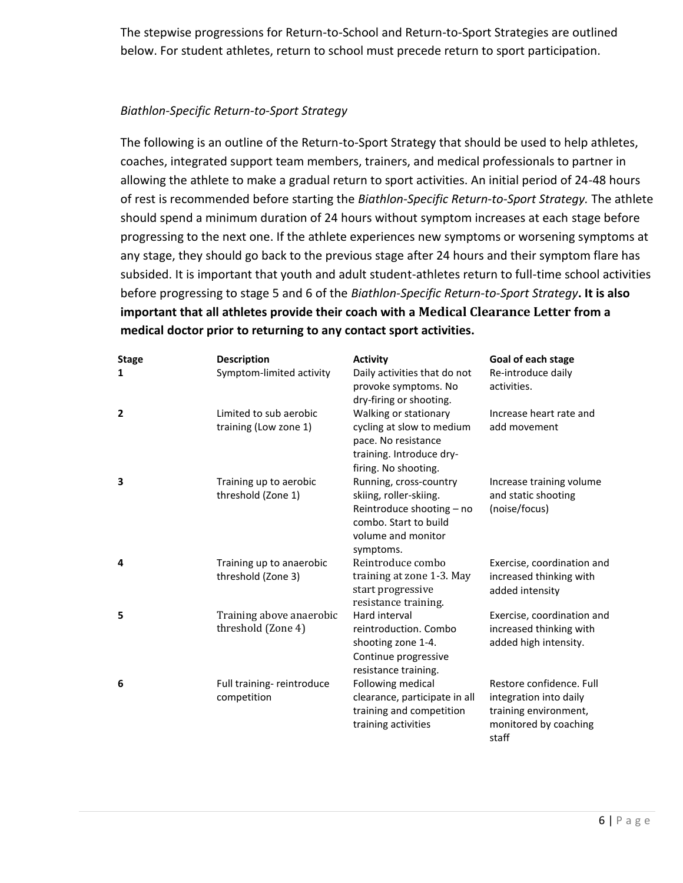The stepwise progressions for Return-to-School and Return-to-Sport Strategies are outlined below. For student athletes, return to school must precede return to sport participation.

### *Biathlon-Specific Return-to-Sport Strategy*

The following is an outline of the Return-to-Sport Strategy that should be used to help athletes, coaches, integrated support team members, trainers, and medical professionals to partner in allowing the athlete to make a gradual return to sport activities. An initial period of 24-48 hours of rest is recommended before starting the *Biathlon-Specific Return-to-Sport Strategy.* The athlete should spend a minimum duration of 24 hours without symptom increases at each stage before progressing to the next one. If the athlete experiences new symptoms or worsening symptoms at any stage, they should go back to the previous stage after 24 hours and their symptom flare has subsided. It is important that youth and adult student-athletes return to full-time school activities before progressing to stage 5 and 6 of the *Biathlon-Specific Return-to-Sport Strategy*. **It is also important that all athletes provide their coach with a Medical Clearance Letter from a medical doctor prior to returning to any contact sport activities.**

| Stage | Description | Activity | Goal of each stage |
| --- | --- | --- | --- |
| 1 | Symptom-limited activity | Daily activities that do not provoke symptoms. No dry-firing or shooting. | Re-introduce daily activities. |
| 2 | Limited to sub aerobic training (Low zone 1) | Walking or stationary cycling at slow to medium pace. No resistance training. Introduce dry-firing. No shooting. | Increase heart rate and add movement |
| 3 | Training up to aerobic threshold (Zone 1) | Running, cross-country skiing, roller-skiing. Reintroduce shooting – no combo. Start to build volume and monitor symptoms. | Increase training volume and static shooting (noise/focus) |
| 4 | Training up to anaerobic threshold (Zone 3) | Reintroduce combo training at zone 1-3. May start progressive resistance training. | Exercise, coordination and increased thinking with added intensity |
| 5 | Training above anaerobic threshold (Zone 4) | Hard interval reintroduction. Combo shooting zone 1-4. Continue progressive resistance training. | Exercise, coordination and increased thinking with added high intensity. |
| 6 | Full training- reintroduce competition | Following medical clearance, participate in all training and competition training activities | Restore confidence. Full integration into daily training environment, monitored by coaching staff |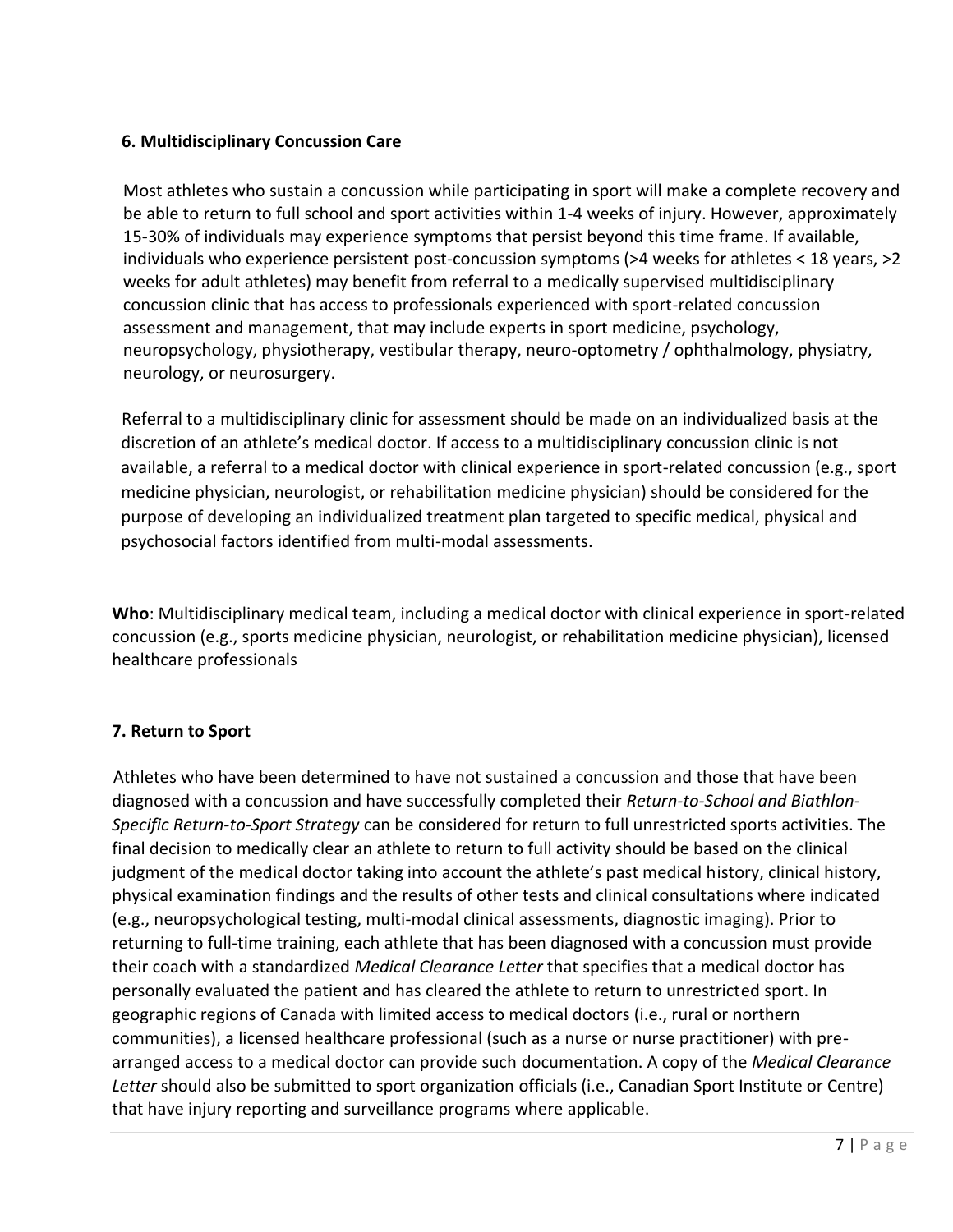### 6. Multidisciplinary Concussion Care

Most athletes who sustain a concussion while participating in sport will make a complete recovery and be able to return to full school and sport activities within 1-4 weeks of injury. However, approximately 15-30% of individuals may experience symptoms that persist beyond this time frame. If available, individuals who experience persistent post-concussion symptoms (>4 weeks for athletes < 18 years, >2 weeks for adult athletes) may benefit from referral to a medically supervised multidisciplinary concussion clinic that has access to professionals experienced with sport-related concussion assessment and management, that may include experts in sport medicine, psychology, neuropsychology, physiotherapy, vestibular therapy, neuro-optometry / ophthalmology, physiatry, neurology, or neurosurgery.

Referral to a multidisciplinary clinic for assessment should be made on an individualized basis at the discretion of an athlete's medical doctor. If access to a multidisciplinary concussion clinic is not available, a referral to a medical doctor with clinical experience in sport-related concussion (e.g., sport medicine physician, neurologist, or rehabilitation medicine physician) should be considered for the purpose of developing an individualized treatment plan targeted to specific medical, physical and psychosocial factors identified from multi-modal assessments.

**Who**: Multidisciplinary medical team, including a medical doctor with clinical experience in sport-related concussion (e.g., sports medicine physician, neurologist, or rehabilitation medicine physician), licensed healthcare professionals

### 7. Return to Sport

Athletes who have been determined to have not sustained a concussion and those that have been diagnosed with a concussion and have successfully completed their *Return-to-School and Biathlon-Specific Return-to-Sport Strategy* can be considered for return to full unrestricted sports activities. The final decision to medically clear an athlete to return to full activity should be based on the clinical judgment of the medical doctor taking into account the athlete's past medical history, clinical history, physical examination findings and the results of other tests and clinical consultations where indicated (e.g., neuropsychological testing, multi-modal clinical assessments, diagnostic imaging). Prior to returning to full-time training, each athlete that has been diagnosed with a concussion must provide their coach with a standardized *Medical Clearance Letter* that specifies that a medical doctor has personally evaluated the patient and has cleared the athlete to return to unrestricted sport. In geographic regions of Canada with limited access to medical doctors (i.e., rural or northern communities), a licensed healthcare professional (such as a nurse or nurse practitioner) with pre-arranged access to a medical doctor can provide such documentation. A copy of the *Medical Clearance Letter* should also be submitted to sport organization officials (i.e., Canadian Sport Institute or Centre) that have injury reporting and surveillance programs where applicable.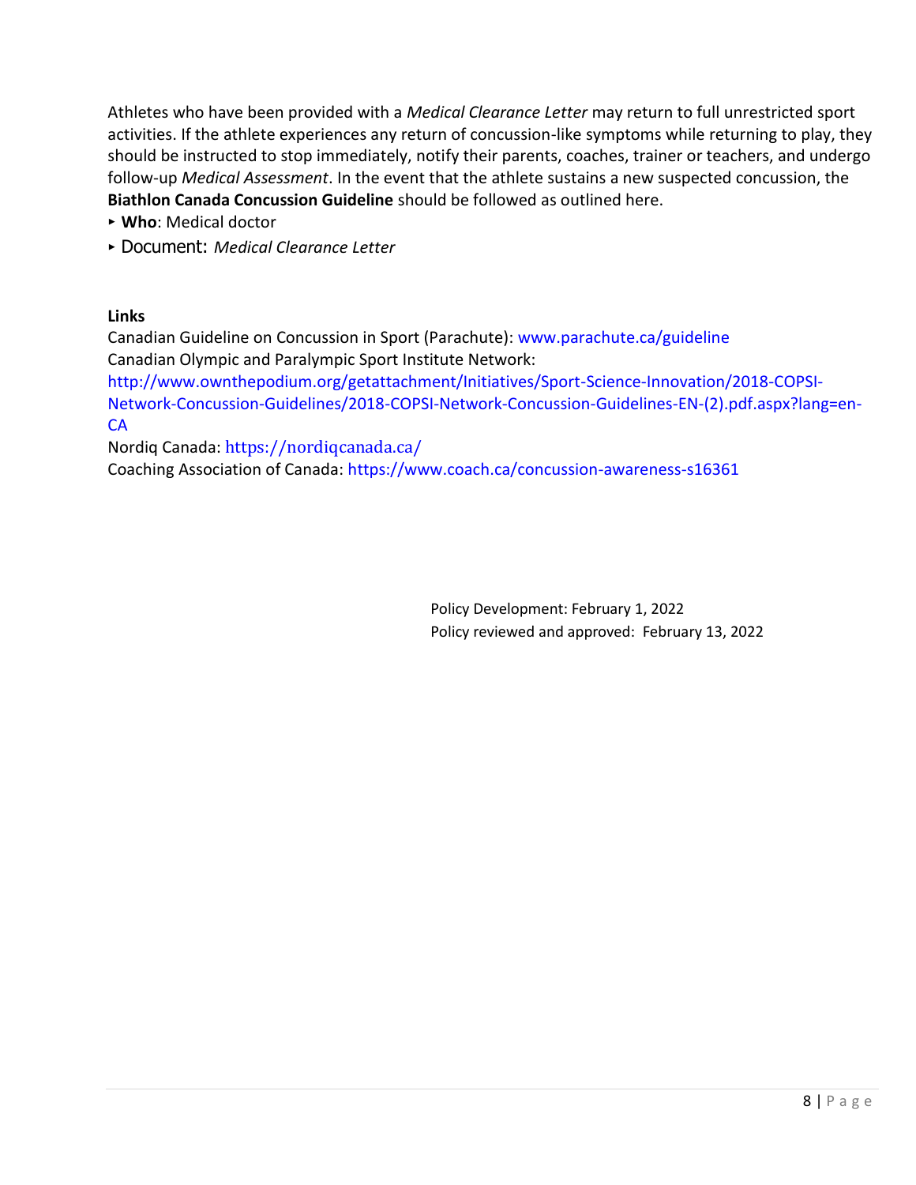Athletes who have been provided with a *Medical Clearance Letter* may return to full unrestricted sport activities. If the athlete experiences any return of concussion-like symptoms while returning to play, they should be instructed to stop immediately, notify their parents, coaches, trainer or teachers, and undergo follow-up *Medical Assessment*. In the event that the athlete sustains a new suspected concussion, the **Biathlon Canada Concussion Guideline** should be followed as outlined here.

- **Who**: Medical doctor
- Document: *Medical Clearance Letter*

**Links**

Canadian Guideline on Concussion in Sport (Parachute): www.parachute.ca/guideline
Canadian Olympic and Paralympic Sport Institute Network:
http://www.ownthepodium.org/getattachment/Initiatives/Sport-Science-Innovation/2018-COPSI-Network-Concussion-Guidelines/2018-COPSI-Network-Concussion-Guidelines-EN-(2).pdf.aspx?lang=en-CA
Nordiq Canada: https://nordiqcanada.ca/
Coaching Association of Canada: https://www.coach.ca/concussion-awareness-s16361

Policy Development: February 1, 2022
Policy reviewed and approved: February 13, 2022